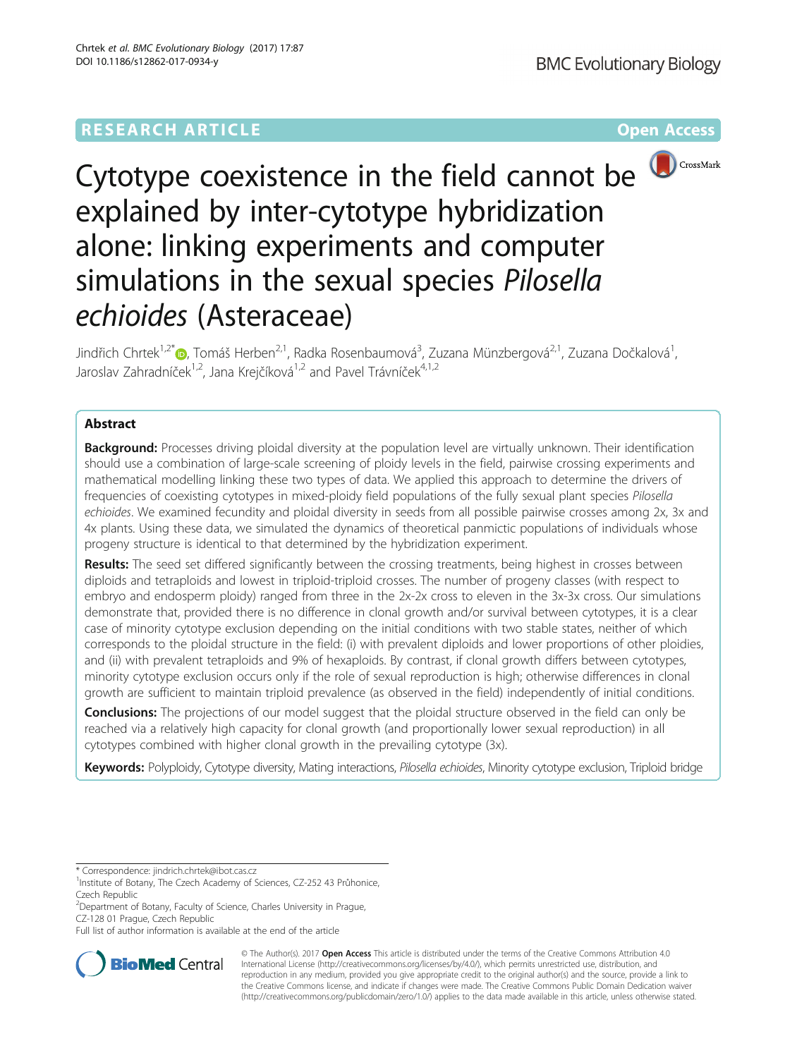RESEARCH ARTICLE

Open Access

# Cytotype coexistence in the field cannot be explained by inter-cytotype hybridization alone: linking experiments and computer simulations in the sexual species *Pilosella echioides* (Asteraceae)

Jindřich Chrtek[1,2*], Tomáš Herben[2,1], Radka Rosenbaumová[3], Zuzana Münzbergová[2,1], Zuzana Dočkalová[1], Jaroslav Zahradníček[1,2], Jana Krejčíková[1,2] and Pavel Trávníček[4,1,2]

## Abstract

**Background:** Processes driving ploidal diversity at the population level are virtually unknown. Their identification should use a combination of large-scale screening of ploidy levels in the field, pairwise crossing experiments and mathematical modelling linking these two types of data. We applied this approach to determine the drivers of frequencies of coexisting cytotypes in mixed-ploidy field populations of the fully sexual plant species *Pilosella echioides*. We examined fecundity and ploidal diversity in seeds from all possible pairwise crosses among 2x, 3x and 4x plants. Using these data, we simulated the dynamics of theoretical panmictic populations of individuals whose progeny structure is identical to that determined by the hybridization experiment.

**Results:** The seed set differed significantly between the crossing treatments, being highest in crosses between diploids and tetraploids and lowest in triploid-triploid crosses. The number of progeny classes (with respect to embryo and endosperm ploidy) ranged from three in the 2x-2x cross to eleven in the 3x-3x cross. Our simulations demonstrate that, provided there is no difference in clonal growth and/or survival between cytotypes, it is a clear case of minority cytotype exclusion depending on the initial conditions with two stable states, neither of which corresponds to the ploidal structure in the field: (i) with prevalent diploids and lower proportions of other ploidies, and (ii) with prevalent tetraploids and 9% of hexaploids. By contrast, if clonal growth differs between cytotypes, minority cytotype exclusion occurs only if the role of sexual reproduction is high; otherwise differences in clonal growth are sufficient to maintain triploid prevalence (as observed in the field) independently of initial conditions.

**Conclusions:** The projections of our model suggest that the ploidal structure observed in the field can only be reached via a relatively high capacity for clonal growth (and proportionally lower sexual reproduction) in all cytotypes combined with higher clonal growth in the prevailing cytotype (3x).

**Keywords:** Polyploidy, Cytotype diversity, Mating interactions, *Pilosella echioides*, Minority cytotype exclusion, Triploid bridge

\* Correspondence: jindrich.chrtek@ibot.cas.cz

[1]Institute of Botany, The Czech Academy of Sciences, CZ-252 43 Průhonice, Czech Republic

[2]Department of Botany, Faculty of Science, Charles University in Prague, CZ-128 01 Prague, Czech Republic

Full list of author information is available at the end of the article

© The Author(s). 2017 **Open Access** This article is distributed under the terms of the Creative Commons Attribution 4.0 International License (http://creativecommons.org/licenses/by/4.0/), which permits unrestricted use, distribution, and reproduction in any medium, provided you give appropriate credit to the original author(s) and the source, provide a link to the Creative Commons license, and indicate if changes were made. The Creative Commons Public Domain Dedication waiver (http://creativecommons.org/publicdomain/zero/1.0/) applies to the data made available in this article, unless otherwise stated.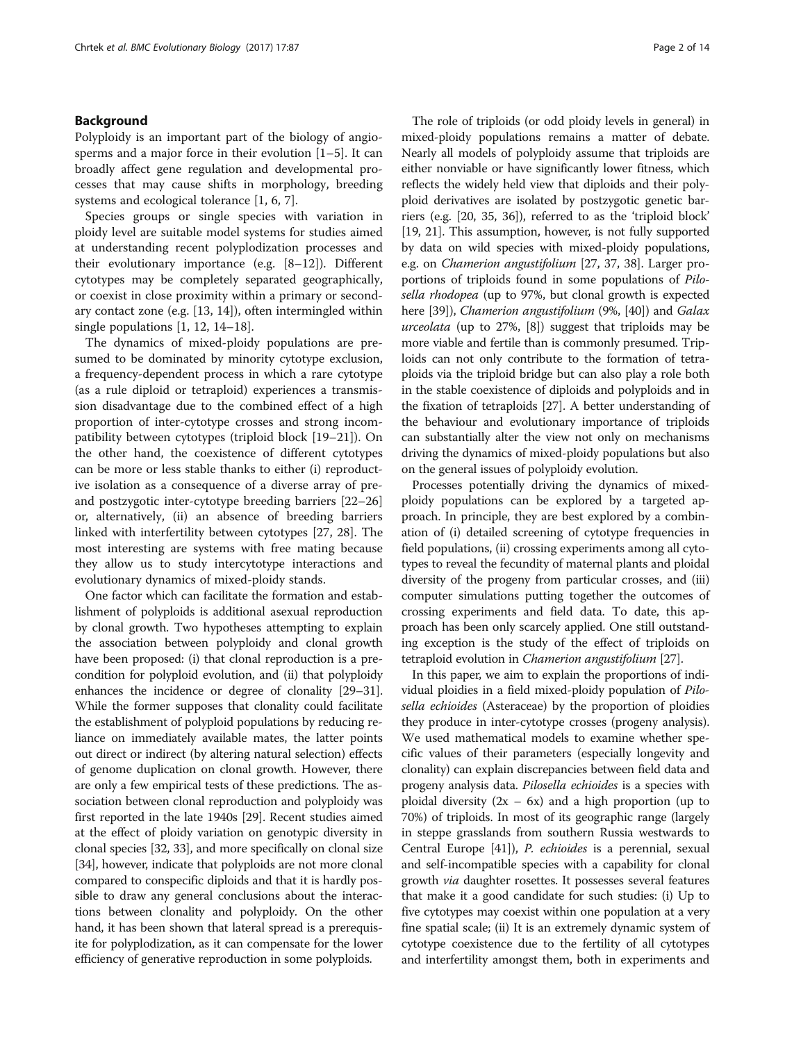## Background

Polyploidy is an important part of the biology of angiosperms and a major force in their evolution [1–5]. It can broadly affect gene regulation and developmental processes that may cause shifts in morphology, breeding systems and ecological tolerance [1, 6, 7].

Species groups or single species with variation in ploidy level are suitable model systems for studies aimed at understanding recent polyplodization processes and their evolutionary importance (e.g. [8–12]). Different cytotypes may be completely separated geographically, or coexist in close proximity within a primary or secondary contact zone (e.g. [13, 14]), often intermingled within single populations [1, 12, 14–18].

The dynamics of mixed-ploidy populations are presumed to be dominated by minority cytotype exclusion, a frequency-dependent process in which a rare cytotype (as a rule diploid or tetraploid) experiences a transmission disadvantage due to the combined effect of a high proportion of inter-cytotype crosses and strong incompatibility between cytotypes (triploid block [19–21]). On the other hand, the coexistence of different cytotypes can be more or less stable thanks to either (i) reproductive isolation as a consequence of a diverse array of pre- and postzygotic inter-cytotype breeding barriers [22–26] or, alternatively, (ii) an absence of breeding barriers linked with interfertility between cytotypes [27, 28]. The most interesting are systems with free mating because they allow us to study intercytotype interactions and evolutionary dynamics of mixed-ploidy stands.

One factor which can facilitate the formation and establishment of polyploids is additional asexual reproduction by clonal growth. Two hypotheses attempting to explain the association between polyploidy and clonal growth have been proposed: (i) that clonal reproduction is a precondition for polyploid evolution, and (ii) that polyploidy enhances the incidence or degree of clonality [29–31]. While the former supposes that clonality could facilitate the establishment of polyploid populations by reducing reliance on immediately available mates, the latter points out direct or indirect (by altering natural selection) effects of genome duplication on clonal growth. However, there are only a few empirical tests of these predictions. The association between clonal reproduction and polyploidy was first reported in the late 1940s [29]. Recent studies aimed at the effect of ploidy variation on genotypic diversity in clonal species [32, 33], and more specifically on clonal size [34], however, indicate that polyploids are not more clonal compared to conspecific diploids and that it is hardly possible to draw any general conclusions about the interactions between clonality and polyploidy. On the other hand, it has been shown that lateral spread is a prerequisite for polyplodization, as it can compensate for the lower efficiency of generative reproduction in some polyploids.

The role of triploids (or odd ploidy levels in general) in mixed-ploidy populations remains a matter of debate. Nearly all models of polyploidy assume that triploids are either nonviable or have significantly lower fitness, which reflects the widely held view that diploids and their polyploid derivatives are isolated by postzygotic genetic barriers (e.g. [20, 35, 36]), referred to as the 'triploid block' [19, 21]. This assumption, however, is not fully supported by data on wild species with mixed-ploidy populations, e.g. on *Chamerion angustifolium* [27, 37, 38]. Larger proportions of triploids found in some populations of *Pilosella rhodopea* (up to 97%, but clonal growth is expected here [39]), *Chamerion angustifolium* (9%, [40]) and *Galax urceolata* (up to 27%, [8]) suggest that triploids may be more viable and fertile than is commonly presumed. Triploids can not only contribute to the formation of tetraploids via the triploid bridge but can also play a role both in the stable coexistence of diploids and polyploids and in the fixation of tetraploids [27]. A better understanding of the behaviour and evolutionary importance of triploids can substantially alter the view not only on mechanisms driving the dynamics of mixed-ploidy populations but also on the general issues of polyploidy evolution.

Processes potentially driving the dynamics of mixed-ploidy populations can be explored by a targeted approach. In principle, they are best explored by a combination of (i) detailed screening of cytotype frequencies in field populations, (ii) crossing experiments among all cytotypes to reveal the fecundity of maternal plants and ploidal diversity of the progeny from particular crosses, and (iii) computer simulations putting together the outcomes of crossing experiments and field data. To date, this approach has been only scarcely applied. One still outstanding exception is the study of the effect of triploids on tetraploid evolution in *Chamerion angustifolium* [27].

In this paper, we aim to explain the proportions of individual ploidies in a field mixed-ploidy population of *Pilosella echioides* (Asteraceae) by the proportion of ploidies they produce in inter-cytotype crosses (progeny analysis). We used mathematical models to examine whether specific values of their parameters (especially longevity and clonality) can explain discrepancies between field data and progeny analysis data. *Pilosella echioides* is a species with ploidal diversity (2x – 6x) and a high proportion (up to 70%) of triploids. In most of its geographic range (largely in steppe grasslands from southern Russia westwards to Central Europe [41]), *P. echioides* is a perennial, sexual and self-incompatible species with a capability for clonal growth *via* daughter rosettes. It possesses several features that make it a good candidate for such studies: (i) Up to five cytotypes may coexist within one population at a very fine spatial scale; (ii) It is an extremely dynamic system of cytotype coexistence due to the fertility of all cytotypes and interfertility amongst them, both in experiments and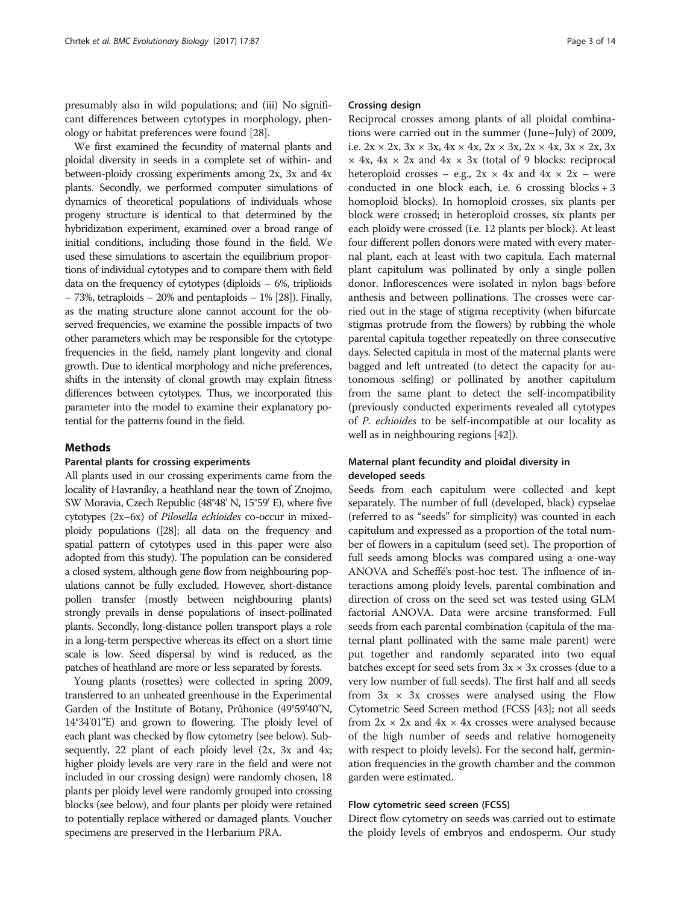presumably also in wild populations; and (iii) No significant differences between cytotypes in morphology, phenology or habitat preferences were found [28].

We first examined the fecundity of maternal plants and ploidal diversity in seeds in a complete set of within- and between-ploidy crossing experiments among 2x, 3x and 4x plants. Secondly, we performed computer simulations of dynamics of theoretical populations of individuals whose progeny structure is identical to that determined by the hybridization experiment, examined over a broad range of initial conditions, including those found in the field. We used these simulations to ascertain the equilibrium proportions of individual cytotypes and to compare them with field data on the frequency of cytotypes (diploids – 6%, triploids – 73%, tetraploids – 20% and pentaploids – 1% [28]). Finally, as the mating structure alone cannot account for the observed frequencies, we examine the possible impacts of two other parameters which may be responsible for the cytotype frequencies in the field, namely plant longevity and clonal growth. Due to identical morphology and niche preferences, shifts in the intensity of clonal growth may explain fitness differences between cytotypes. Thus, we incorporated this parameter into the model to examine their explanatory potential for the patterns found in the field.

## Methods

### Parental plants for crossing experiments

All plants used in our crossing experiments came from the locality of Havraníky, a heathland near the town of Znojmo, SW Moravia, Czech Republic (48°48' N, 15°59' E), where five cytotypes (2x–6x) of *Pilosella echioides* co-occur in mixed-ploidy populations ([28]; all data on the frequency and spatial pattern of cytotypes used in this paper were also adopted from this study). The population can be considered a closed system, although gene flow from neighbouring populations cannot be fully excluded. However, short-distance pollen transfer (mostly between neighbouring plants) strongly prevails in dense populations of insect-pollinated plants. Secondly, long-distance pollen transport plays a role in a long-term perspective whereas its effect on a short time scale is low. Seed dispersal by wind is reduced, as the patches of heathland are more or less separated by forests.

Young plants (rosettes) were collected in spring 2009, transferred to an unheated greenhouse in the Experimental Garden of the Institute of Botany, Průhonice (49°59'40"N, 14°34'01"E) and grown to flowering. The ploidy level of each plant was checked by flow cytometry (see below). Subsequently, 22 plant of each ploidy level (2x, 3x and 4x; higher ploidy levels are very rare in the field and were not included in our crossing design) were randomly chosen, 18 plants per ploidy level were randomly grouped into crossing blocks (see below), and four plants per ploidy were retained to potentially replace withered or damaged plants. Voucher specimens are preserved in the Herbarium PRA.

### Crossing design

Reciprocal crosses among plants of all ploidal combinations were carried out in the summer (June–July) of 2009, i.e. 2x × 2x, 3x × 3x, 4x × 4x, 2x × 3x, 2x × 4x, 3x × 2x, 3x × 4x, 4x × 2x and 4x × 3x (total of 9 blocks: reciprocal heteroploid crosses – e.g., 2x × 4x and 4x × 2x – were conducted in one block each, i.e. 6 crossing blocks + 3 homoploid blocks). In homoploid crosses, six plants per block were crossed; in heteroploid crosses, six plants per each ploidy were crossed (i.e. 12 plants per block). At least four different pollen donors were mated with every maternal plant, each at least with two capitula. Each maternal plant capitulum was pollinated by only a single pollen donor. Inflorescences were isolated in nylon bags before anthesis and between pollinations. The crosses were carried out in the stage of stigma receptivity (when bifurcate stigmas protrude from the flowers) by rubbing the whole parental capitula together repeatedly on three consecutive days. Selected capitula in most of the maternal plants were bagged and left untreated (to detect the capacity for autonomous selfing) or pollinated by another capitulum from the same plant to detect the self-incompatibility (previously conducted experiments revealed all cytotypes of *P. echioides* to be self-incompatible at our locality as well as in neighbouring regions [42]).

### Maternal plant fecundity and ploidal diversity in developed seeds

Seeds from each capitulum were collected and kept separately. The number of full (developed, black) cypselae (referred to as "seeds" for simplicity) was counted in each capitulum and expressed as a proportion of the total number of flowers in a capitulum (seed set). The proportion of full seeds among blocks was compared using a one-way ANOVA and Scheffé's post-hoc test. The influence of interactions among ploidy levels, parental combination and direction of cross on the seed set was tested using GLM factorial ANOVA. Data were arcsine transformed. Full seeds from each parental combination (capitula of the maternal plant pollinated with the same male parent) were put together and randomly separated into two equal batches except for seed sets from 3x × 3x crosses (due to a very low number of full seeds). The first half and all seeds from 3x × 3x crosses were analysed using the Flow Cytometric Seed Screen method (FCSS [43]; not all seeds from 2x × 2x and 4x × 4x crosses were analysed because of the high number of seeds and relative homogeneity with respect to ploidy levels). For the second half, germination frequencies in the growth chamber and the common garden were estimated.

### Flow cytometric seed screen (FCSS)

Direct flow cytometry on seeds was carried out to estimate the ploidy levels of embryos and endosperm. Our study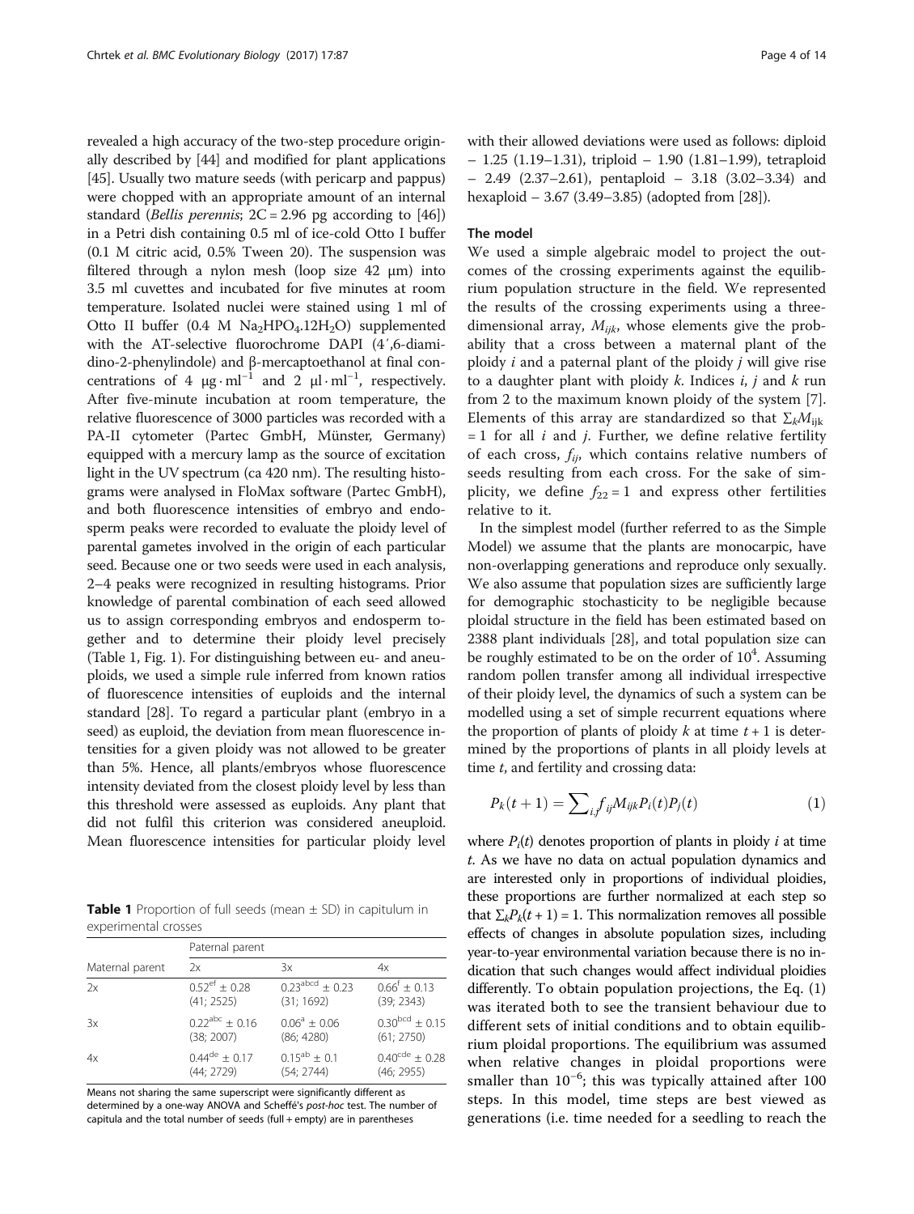revealed a high accuracy of the two-step procedure originally described by [44] and modified for plant applications [45]. Usually two mature seeds (with pericarp and pappus) were chopped with an appropriate amount of an internal standard (*Bellis perennis*; 2C = 2.96 pg according to [46]) in a Petri dish containing 0.5 ml of ice-cold Otto I buffer (0.1 M citric acid, 0.5% Tween 20). The suspension was filtered through a nylon mesh (loop size 42 μm) into 3.5 ml cuvettes and incubated for five minutes at room temperature. Isolated nuclei were stained using 1 ml of Otto II buffer (0.4 M $Na_2HPO_4.12H_2O$) supplemented with the AT-selective fluorochrome DAPI (4′,6-diamidino-2-phenylindole) and β-mercaptoethanol at final concentrations of 4 $\mu g \cdot ml^{-1}$ and 2 $\mu l \cdot ml^{-1}$, respectively. After five-minute incubation at room temperature, the relative fluorescence of 3000 particles was recorded with a PA-II cytometer (Partec GmbH, Münster, Germany) equipped with a mercury lamp as the source of excitation light in the UV spectrum (ca 420 nm). The resulting histograms were analysed in FloMax software (Partec GmbH), and both fluorescence intensities of embryo and endosperm peaks were recorded to evaluate the ploidy level of parental gametes involved in the origin of each particular seed. Because one or two seeds were used in each analysis, 2–4 peaks were recognized in resulting histograms. Prior knowledge of parental combination of each seed allowed us to assign corresponding embryos and endosperm together and to determine their ploidy level precisely (Table 1, Fig. 1). For distinguishing between eu- and aneuploids, we used a simple rule inferred from known ratios of fluorescence intensities of euploids and the internal standard [28]. To regard a particular plant (embryo in a seed) as euploid, the deviation from mean fluorescence intensities for a given ploidy was not allowed to be greater than 5%. Hence, all plants/embryos whose fluorescence intensity deviated from the closest ploidy level by less than this threshold were assessed as euploids. Any plant that did not fulfil this criterion was considered aneuploid. Mean fluorescence intensities for particular ploidy level with their allowed deviations were used as follows: diploid – 1.25 (1.19–1.31), triploid – 1.90 (1.81–1.99), tetraploid – 2.49 (2.37–2.61), pentaploid – 3.18 (3.02–3.34) and hexaploid – 3.67 (3.49–3.85) (adopted from [28]).

**Table 1** Proportion of full seeds (mean ± SD) in capitulum in experimental crosses

| Maternal parent | Paternal parent | | |
|---|---|---|---|
| | 2x | 3x | 4x |
| 2x | $0.52^{ef} \pm 0.28$ (41; 2525) | $0.23^{abcd} \pm 0.23$ (31; 1692) | $0.66^{f} \pm 0.13$ (39; 2343) |
| 3x | $0.22^{abc} \pm 0.16$ (38; 2007) | $0.06^{a} \pm 0.06$ (86; 4280) | $0.30^{bcd} \pm 0.15$ (61; 2750) |
| 4x | $0.44^{de} \pm 0.17$ (44; 2729) | $0.15^{ab} \pm 0.1$ (54; 2744) | $0.40^{cde} \pm 0.28$ (46; 2955) |

Means not sharing the same superscript were significantly different as determined by a one-way ANOVA and Scheffé's *post-hoc* test. The number of capitula and the total number of seeds (full + empty) are in parentheses

### The model

We used a simple algebraic model to project the outcomes of the crossing experiments against the equilibrium population structure in the field. We represented the results of the crossing experiments using a three-dimensional array, $M_{ijk}$, whose elements give the probability that a cross between a maternal plant of the ploidy $i$ and a paternal plant of the ploidy $j$ will give rise to a daughter plant with ploidy $k$. Indices $i$, $j$ and $k$ run from 2 to the maximum known ploidy of the system [7]. Elements of this array are standardized so that $\sum_k M_{ijk} = 1$ for all $i$ and $j$. Further, we define relative fertility of each cross, $f_{ij}$, which contains relative numbers of seeds resulting from each cross. For the sake of simplicity, we define $f_{22} = 1$ and express other fertilities relative to it.

In the simplest model (further referred to as the Simple Model) we assume that the plants are monocarpic, have non-overlapping generations and reproduce only sexually. We also assume that population sizes are sufficiently large for demographic stochasticity to be negligible because ploidal structure in the field has been estimated based on 2388 plant individuals [28], and total population size can be roughly estimated to be on the order of $10^4$. Assuming random pollen transfer among all individual irrespective of their ploidy level, the dynamics of such a system can be modelled using a set of simple recurrent equations where the proportion of plants of ploidy $k$ at time $t + 1$ is determined by the proportions of plants in all ploidy levels at time $t$, and fertility and crossing data:

$$P_k(t+1) = \sum_{i,j} f_{ij} M_{ijk} P_i(t) P_j(t) \qquad (1)$$

where $P_i(t)$ denotes proportion of plants in ploidy $i$ at time $t$. As we have no data on actual population dynamics and are interested only in proportions of individual ploidies, these proportions are further normalized at each step so that $\sum_k P_k(t + 1) = 1$. This normalization removes all possible effects of changes in absolute population sizes, including year-to-year environmental variation because there is no indication that such changes would affect individual ploidies differently. To obtain population projections, the Eq. (1) was iterated both to see the transient behaviour due to different sets of initial conditions and to obtain equilibrium ploidal proportions. The equilibrium was assumed when relative changes in ploidal proportions were smaller than $10^{-6}$; this was typically attained after 100 steps. In this model, time steps are best viewed as generations (i.e. time needed for a seedling to reach the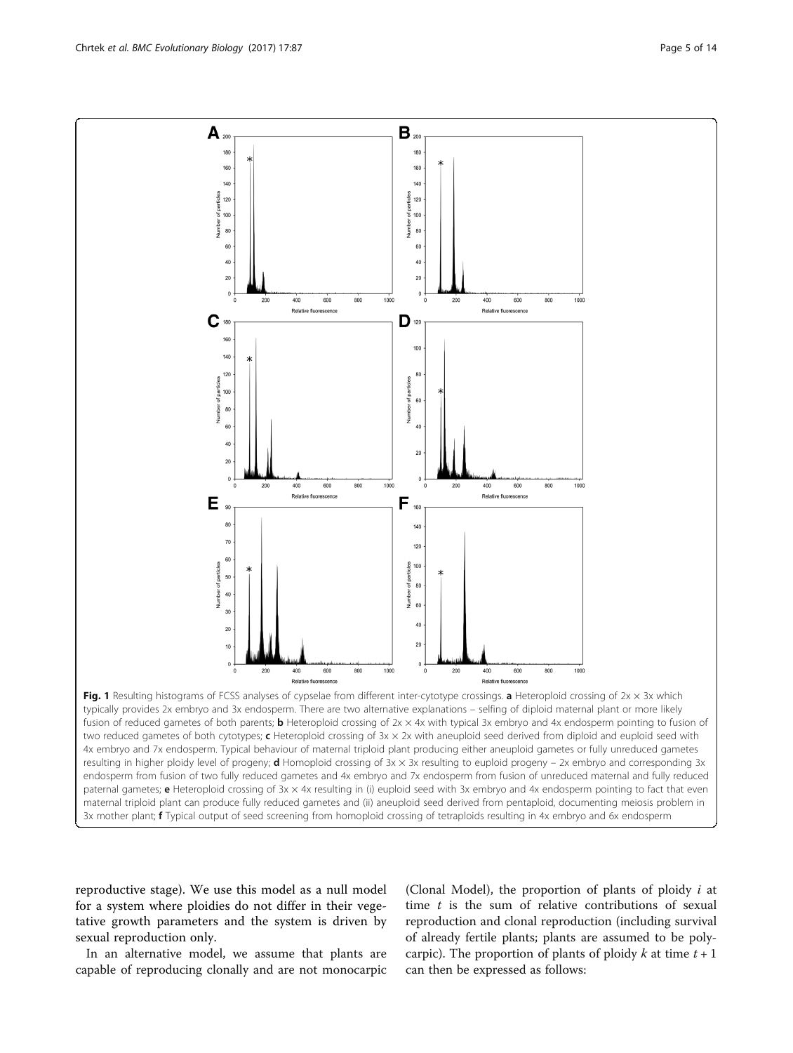**Fig. 1** Resulting histograms of FCSS analyses of cypselae from different inter-cytotype crossings. **a** Heteroploid crossing of 2x × 3x which typically provides 2x embryo and 3x endosperm. There are two alternative explanations – selfing of diploid maternal plant or more likely fusion of reduced gametes of both parents; **b** Heteroploid crossing of 2x × 4x with typical 3x embryo and 4x endosperm pointing to fusion of two reduced gametes of both cytotypes; **c** Heteroploid crossing of 3x × 2x with aneuploid seed derived from diploid and euploid seed with 4x embryo and 7x endosperm. Typical behaviour of maternal triploid plant producing either aneuploid gametes or fully unreduced gametes resulting in higher ploidy level of progeny; **d** Homoploid crossing of 3x × 3x resulting to euploid progeny – 2x embryo and corresponding 3x endosperm from fusion of two fully reduced gametes and 4x embryo and 7x endosperm from fusion of unreduced maternal and fully reduced paternal gametes; **e** Heteroploid crossing of 3x × 4x resulting in (i) euploid seed with 3x embryo and 4x endosperm pointing to fact that even maternal triploid plant can produce fully reduced gametes and (ii) aneuploid seed derived from pentaploid, documenting meiosis problem in 3x mother plant; **f** Typical output of seed screening from homoploid crossing of tetraploids resulting in 4x embryo and 6x endosperm

reproductive stage). We use this model as a null model for a system where ploidies do not differ in their vegetative growth parameters and the system is driven by sexual reproduction only.

In an alternative model, we assume that plants are capable of reproducing clonally and are not monocarpic (Clonal Model), the proportion of plants of ploidy $i$ at time $t$ is the sum of relative contributions of sexual reproduction and clonal reproduction (including survival of already fertile plants; plants are assumed to be polycarpic). The proportion of plants of ploidy $k$ at time $t + 1$ can then be expressed as follows: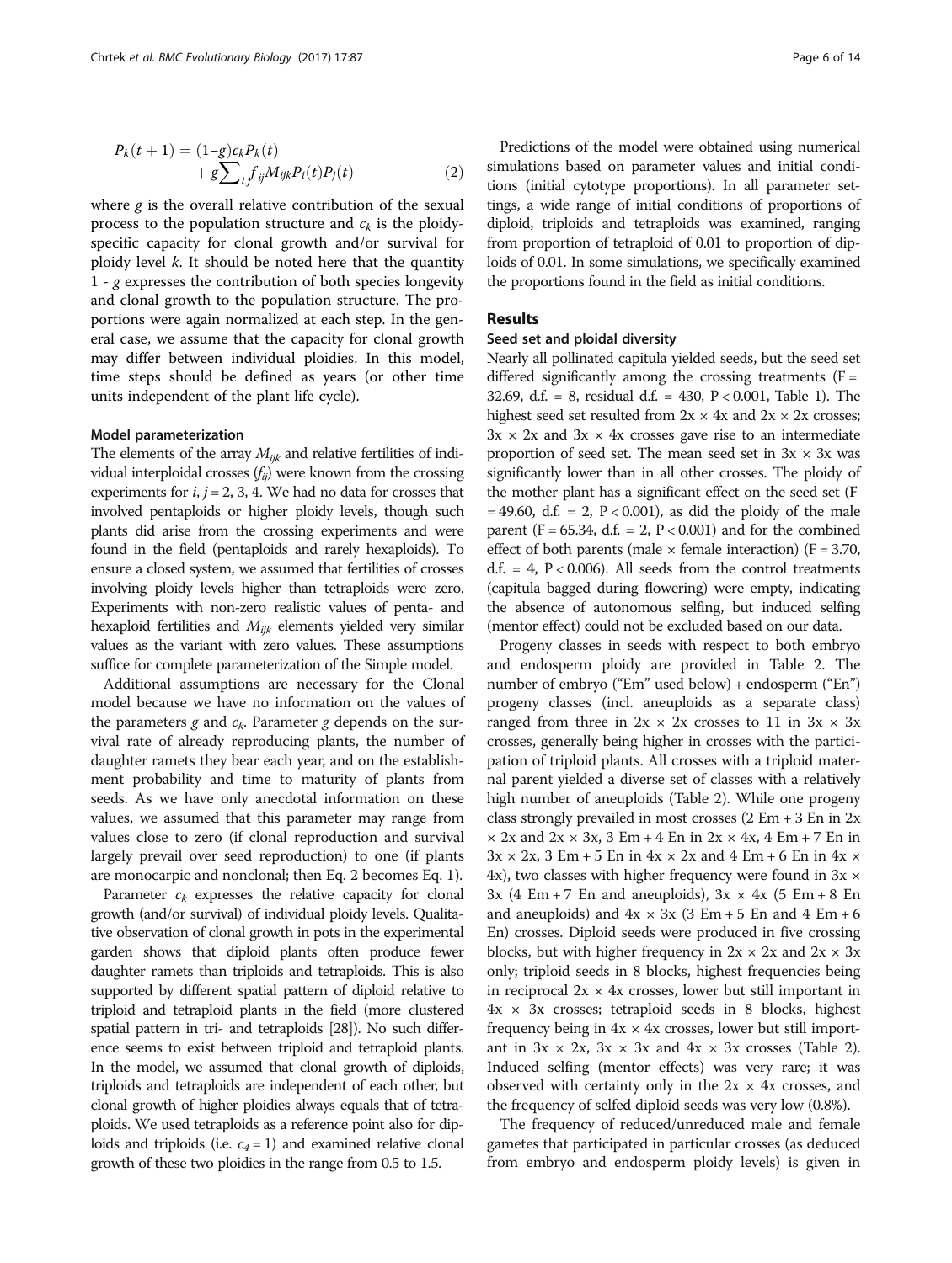$$P_k(t+1) = (1-g)c_k P_k(t) + g\sum_{i,j} f_{ij} M_{ijk} P_i(t) P_j(t) \tag{2}$$

where $g$ is the overall relative contribution of the sexual process to the population structure and $c_k$ is the ploidy-specific capacity for clonal growth and/or survival for ploidy level $k$. It should be noted here that the quantity $1 - g$ expresses the contribution of both species longevity and clonal growth to the population structure. The proportions were again normalized at each step. In the general case, we assume that the capacity for clonal growth may differ between individual ploidies. In this model, time steps should be defined as years (or other time units independent of the plant life cycle).

#### Model parameterization

The elements of the array $M_{ijk}$ and relative fertilities of individual interploidal crosses ($f_{ij}$) were known from the crossing experiments for $i, j = 2, 3, 4$. We had no data for crosses that involved pentaploids or higher ploidy levels, though such plants did arise from the crossing experiments and were found in the field (pentaploids and rarely hexaploids). To ensure a closed system, we assumed that fertilities of crosses involving ploidy levels higher than tetraploids were zero. Experiments with non-zero realistic values of penta- and hexaploid fertilities and $M_{ijk}$ elements yielded very similar values as the variant with zero values. These assumptions suffice for complete parameterization of the Simple model.

Additional assumptions are necessary for the Clonal model because we have no information on the values of the parameters $g$ and $c_k$. Parameter $g$ depends on the survival rate of already reproducing plants, the number of daughter ramets they bear each year, and on the establishment probability and time to maturity of plants from seeds. As we have only anecdotal information on these values, we assumed that this parameter may range from values close to zero (if clonal reproduction and survival largely prevail over seed reproduction) to one (if plants are monocarpic and nonclonal; then Eq. 2 becomes Eq. 1).

Parameter $c_k$ expresses the relative capacity for clonal growth (and/or survival) of individual ploidy levels. Qualitative observation of clonal growth in pots in the experimental garden shows that diploid plants often produce fewer daughter ramets than triploids and tetraploids. This is also supported by different spatial pattern of diploid relative to triploid and tetraploid plants in the field (more clustered spatial pattern in tri- and tetraploids [28]). No such difference seems to exist between triploid and tetraploid plants. In the model, we assumed that clonal growth of diploids, triploids and tetraploids are independent of each other, but clonal growth of higher ploidies always equals that of tetraploids. We used tetraploids as a reference point also for diploids and triploids (i.e. $c_4 = 1$) and examined relative clonal growth of these two ploidies in the range from 0.5 to 1.5.

Predictions of the model were obtained using numerical simulations based on parameter values and initial conditions (initial cytotype proportions). In all parameter settings, a wide range of initial conditions of proportions of diploid, triploids and tetraploids was examined, ranging from proportion of tetraploid of 0.01 to proportion of diploids of 0.01. In some simulations, we specifically examined the proportions found in the field as initial conditions.

## Results

#### Seed set and ploidal diversity

Nearly all pollinated capitula yielded seeds, but the seed set differed significantly among the crossing treatments ($F = 32.69$, d.f. = 8, residual d.f. = 430, $P < 0.001$, Table 1). The highest seed set resulted from 2x × 4x and 2x × 2x crosses; 3x × 2x and 3x × 4x crosses gave rise to an intermediate proportion of seed set. The mean seed set in 3x × 3x was significantly lower than in all other crosses. The ploidy of the mother plant has a significant effect on the seed set ($F = 49.60$, d.f. = 2, $P < 0.001$), as did the ploidy of the male parent ($F = 65.34$, d.f. = 2, $P < 0.001$) and for the combined effect of both parents (male × female interaction) ($F = 3.70$, d.f. = 4, $P < 0.006$). All seeds from the control treatments (capitula bagged during flowering) were empty, indicating the absence of autonomous selfing, but induced selfing (mentor effect) could not be excluded based on our data.

Progeny classes in seeds with respect to both embryo and endosperm ploidy are provided in Table 2. The number of embryo ("Em" used below) + endosperm ("En") progeny classes (incl. aneuploids as a separate class) ranged from three in 2x × 2x crosses to 11 in 3x × 3x crosses, generally being higher in crosses with the participation of triploid plants. All crosses with a triploid maternal parent yielded a diverse set of classes with a relatively high number of aneuploids (Table 2). While one progeny class strongly prevailed in most crosses (2 Em + 3 En in 2x × 2x and 2x × 3x, 3 Em + 4 En in 2x × 4x, 4 Em + 7 En in 3x × 2x, 3 Em + 5 En in 4x × 2x and 4 Em + 6 En in 4x × 4x), two classes with higher frequency were found in 3x × 3x (4 Em + 7 En and aneuploids), 3x × 4x (5 Em + 8 En and aneuploids) and 4x × 3x (3 Em + 5 En and 4 Em + 6 En) crosses. Diploid seeds were produced in five crossing blocks, but with higher frequency in 2x × 2x and 2x × 3x only; triploid seeds in 8 blocks, highest frequencies being in reciprocal 2x × 4x crosses, lower but still important in 4x × 3x crosses; tetraploid seeds in 8 blocks, highest frequency being in 4x × 4x crosses, lower but still important in 3x × 2x, 3x × 3x and 4x × 3x crosses (Table 2). Induced selfing (mentor effects) was very rare; it was observed with certainty only in the 2x × 4x crosses, and the frequency of selfed diploid seeds was very low (0.8%).

The frequency of reduced/unreduced male and female gametes that participated in particular crosses (as deduced from embryo and endosperm ploidy levels) is given in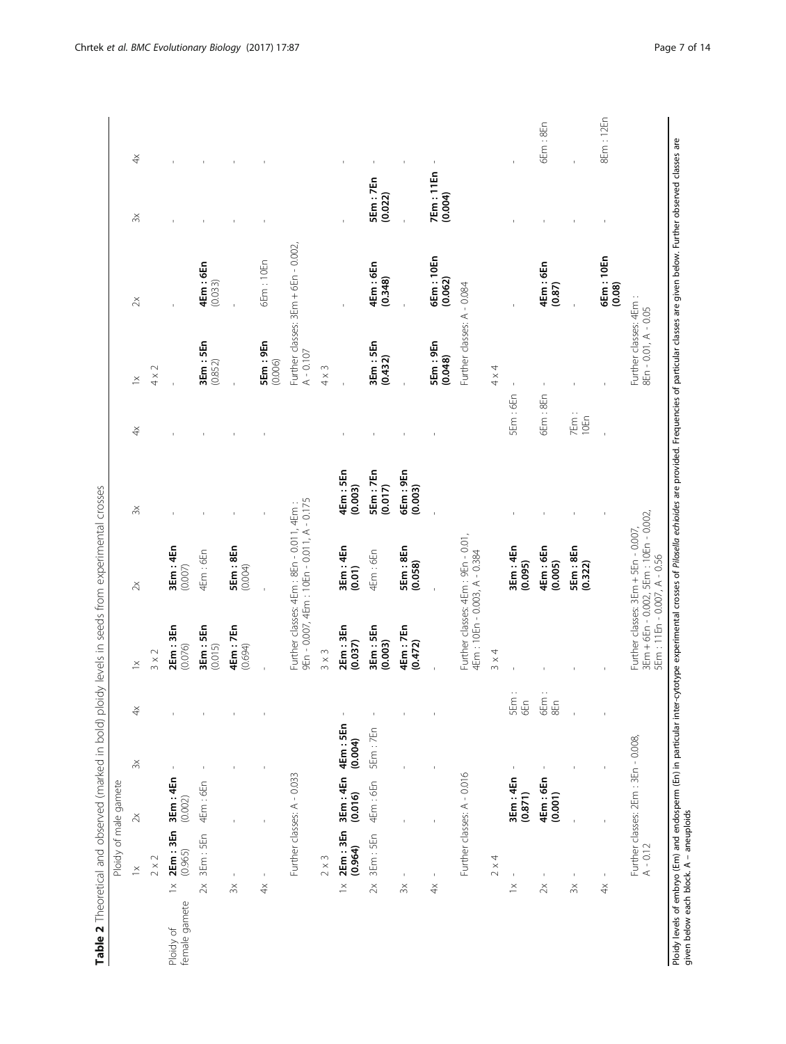**Table 2** Theoretical and observed (marked in bold) ploidy levels in seeds from experimental crosses

| Ploidy of female gamete | Ploidy of male gamete | | | | | | | | | | | |
|---|---|---|---|---|---|---|---|---|---|---|---|---|
| | 1x | 2x | 3x | 4x | 1x | 2x | 3x | 4x | 1x | 2x | 3x | 4x |
| | 2 x 2 | | | | 3 x 2 | | | | 4 x 2 | | | |
| 1x | **2Em : 3En** (0.965) | **3Em : 4En** (0.002) | - | - | **2Em : 3En** (0.076) | **3Em : 4En** (0.007) | - | - | - | - | - | - |
| 2x | 3Em : 5En | 4Em : 6En | - | - | **3Em : 5En** (0.015) | 4Em : 6En | - | - | **3Em : 5En** (0.852) | **4Em : 6En** (0.033) | - | - |
| 3x | - | - | - | - | **4Em : 7En** (0.694) | **5Em : 8En** (0.004) | - | - | - | - | - | - |
| 4x | - | - | - | - | - | - | - | - | **5Em : 9En** (0.006) | 6Em : 10En | - | - |
| | Further classes: A - 0.033 | | | | Further classes: 4Em : 8En - 0.011, 4Em : 9En - 0.007, 4Em : 10En - 0.011, A - 0.175 | | | | Further classes: 3Em + 6En - 0.002, A - 0.107 | | | |
| | 2 x 3 | | | | 3 x 3 | | | | 4 x 3 | | | |
| 1x | **2Em : 3En (0.964)** | **3Em : 4En (0.016)** | **4Em : 5En (0.004)** | - | **2Em : 3En (0.037)** | **3Em : 4En (0.01)** | **4Em : 5En (0.003)** | - | - | - | - | - |
| 2x | 3Em : 5En | 4Em : 6En | 5Em : 7En | - | **3Em : 5En (0.003)** | 4Em : 6En | **5Em : 7En (0.017)** | - | **3Em : 5En (0.432)** | **4Em : 6En (0.348)** | **5Em : 7En (0.022)** | - |
| 3x | - | - | - | - | **4Em : 7En (0.472)** | **5Em : 8En (0.058)** | **6Em : 9En (0.003)** | - | - | - | - | - |
| 4x | - | - | - | - | - | - | - | - | **5Em : 9En (0.048)** | **6Em : 10En (0.062)** | **7Em : 11En (0.004)** | - |
| | Further classes: A - 0.016 | | | | Further classes: 4Em : 9En - 0.01, 4Em : 10En - 0.003, A - 0.384 | | | | Further classes: A - 0.084 | | | |
| | 2 x 4 | | | | 3 x 4 | | | | 4 x 4 | | | |
| 1x | - | **3Em : 4En (0.871)** | - | 5Em : 6En | - | **3Em : 4En (0.095)** | - | 5Em : 6En | - | - | - | - |
| 2x | - | **4Em : 6En (0.001)** | - | 6Em : 8En | - | **4Em : 6En (0.005)** | - | 6Em : 8En | - | **4Em : 6En (0.87)** | - | 6Em : 8En |
| 3x | - | - | - | - | - | **5Em : 8En (0.322)** | - | 7Em : 10En | - | - | - | - |
| 4x | - | - | - | - | - | - | - | - | - | **6Em : 10En (0.08)** | - | 8Em : 12En |
| | Further classes: 2Em : 3En - 0.008, A - 0.12 | | | | Further classes: 3Em + 5En - 0.007, 3Em + 6En - 0.002, 5Em : 10En - 0.002, 5Em : 11En - 0.007, A - 0.56 | | | | Further classes: 4Em : 8En - 0.01, A - 0.05 | | | |

Ploidy levels of embryo (Em) and endosperm (En) in particular inter-cytotype experimental crosses of *Pilosella echioides* are provided. Frequencies of particular classes are given below. Further observed classes are given below each block. A – aneuploids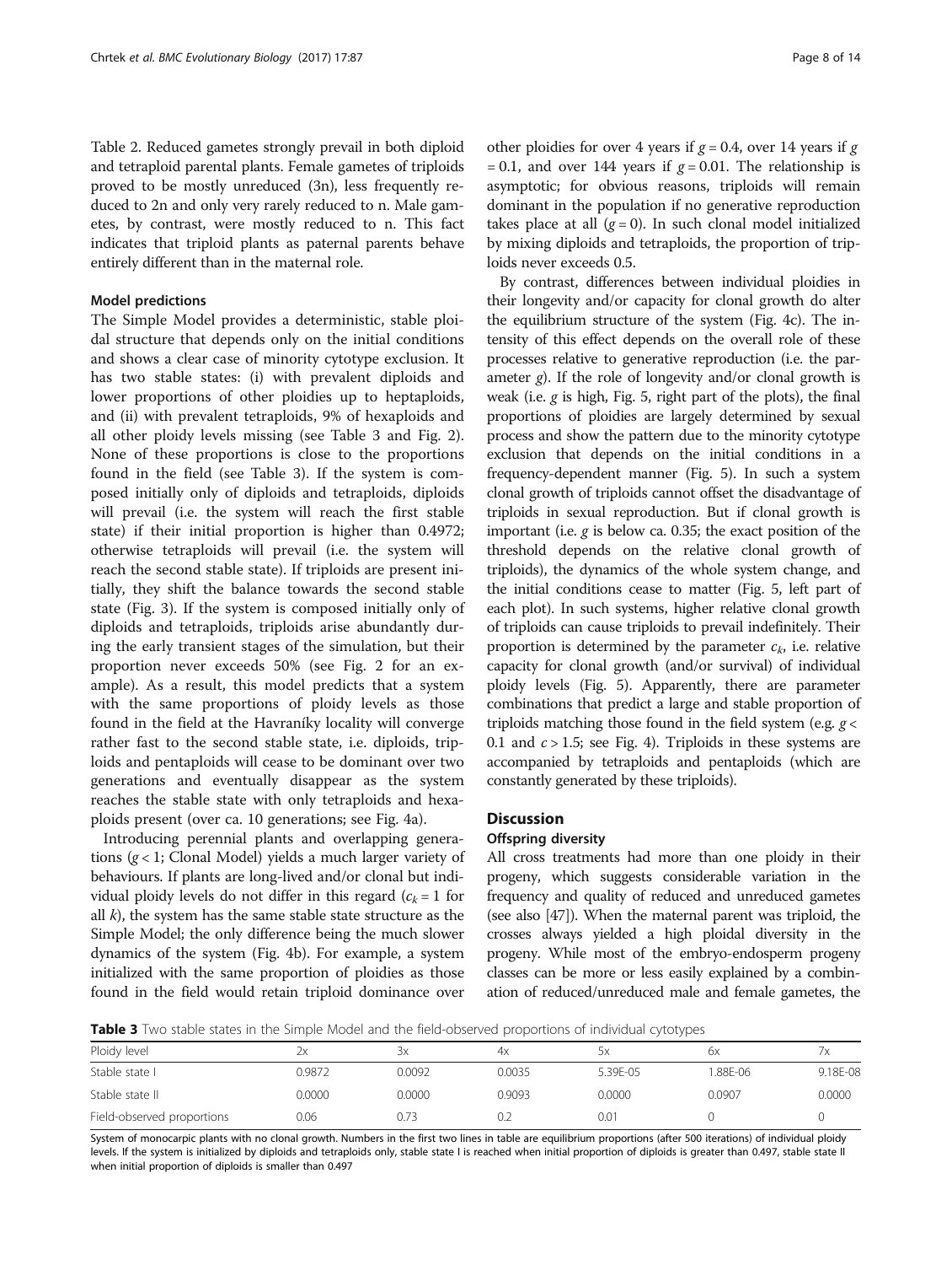Table 2. Reduced gametes strongly prevail in both diploid and tetraploid parental plants. Female gametes of triploids proved to be mostly unreduced (3n), less frequently reduced to 2n and only very rarely reduced to n. Male gametes, by contrast, were mostly reduced to n. This fact indicates that triploid plants as paternal parents behave entirely different than in the maternal role.

### Model predictions

The Simple Model provides a deterministic, stable ploidal structure that depends only on the initial conditions and shows a clear case of minority cytotype exclusion. It has two stable states: (i) with prevalent diploids and lower proportions of other ploidies up to heptaploids, and (ii) with prevalent tetraploids, 9% of hexaploids and all other ploidy levels missing (see Table 3 and Fig. 2). None of these proportions is close to the proportions found in the field (see Table 3). If the system is composed initially only of diploids and tetraploids, diploids will prevail (i.e. the system will reach the first stable state) if their initial proportion is higher than 0.4972; otherwise tetraploids will prevail (i.e. the system will reach the second stable state). If triploids are present initially, they shift the balance towards the second stable state (Fig. 3). If the system is composed initially only of diploids and tetraploids, triploids arise abundantly during the early transient stages of the simulation, but their proportion never exceeds 50% (see Fig. 2 for an example). As a result, this model predicts that a system with the same proportions of ploidy levels as those found in the field at the Havraníky locality will converge rather fast to the second stable state, i.e. diploids, triploids and pentaploids will cease to be dominant over two generations and eventually disappear as the system reaches the stable state with only tetraploids and hexaploids present (over ca. 10 generations; see Fig. 4a).

Introducing perennial plants and overlapping generations ($g < 1$; Clonal Model) yields a much larger variety of behaviours. If plants are long-lived and/or clonal but individual ploidy levels do not differ in this regard ($c_k = 1$ for all $k$), the system has the same stable state structure as the Simple Model; the only difference being the much slower dynamics of the system (Fig. 4b). For example, a system initialized with the same proportion of ploidies as those found in the field would retain triploid dominance over other ploidies for over 4 years if $g = 0.4$, over 14 years if $g = 0.1$, and over 144 years if $g = 0.01$. The relationship is asymptotic; for obvious reasons, triploids will remain dominant in the population if no generative reproduction takes place at all ($g = 0$). In such clonal model initialized by mixing diploids and tetraploids, the proportion of triploids never exceeds 0.5.

By contrast, differences between individual ploidies in their longevity and/or capacity for clonal growth do alter the equilibrium structure of the system (Fig. 4c). The intensity of this effect depends on the overall role of these processes relative to generative reproduction (i.e. the parameter $g$). If the role of longevity and/or clonal growth is weak (i.e. $g$ is high, Fig. 5, right part of the plots), the final proportions of ploidies are largely determined by sexual process and show the pattern due to the minority cytotype exclusion that depends on the initial conditions in a frequency-dependent manner (Fig. 5). In such a system clonal growth of triploids cannot offset the disadvantage of triploids in sexual reproduction. But if clonal growth is important (i.e. $g$ is below ca. 0.35; the exact position of the threshold depends on the relative clonal growth of triploids), the dynamics of the whole system change, and the initial conditions cease to matter (Fig. 5, left part of each plot). In such systems, higher relative clonal growth of triploids can cause triploids to prevail indefinitely. Their proportion is determined by the parameter $c_k$, i.e. relative capacity for clonal growth (and/or survival) of individual ploidy levels (Fig. 5). Apparently, there are parameter combinations that predict a large and stable proportion of triploids matching those found in the field system (e.g. $g < 0.1$ and $c > 1.5$; see Fig. 4). Triploids in these systems are accompanied by tetraploids and pentaploids (which are constantly generated by these triploids).

## Discussion

### Offspring diversity

All cross treatments had more than one ploidy in their progeny, which suggests considerable variation in the frequency and quality of reduced and unreduced gametes (see also [47]). When the maternal parent was triploid, the crosses always yielded a high ploidal diversity in the progeny. While most of the embryo-endosperm progeny classes can be more or less easily explained by a combination of reduced/unreduced male and female gametes, the

**Table 3** Two stable states in the Simple Model and the field-observed proportions of individual cytotypes

| Ploidy level | 2x | 3x | 4x | 5x | 6x | 7x |
|---|---|---|---|---|---|---|
| Stable state I | 0.9872 | 0.0092 | 0.0035 | 5.39E-05 | 1.88E-06 | 9.18E-08 |
| Stable state II | 0.0000 | 0.0000 | 0.9093 | 0.0000 | 0.0907 | 0.0000 |
| Field-observed proportions | 0.06 | 0.73 | 0.2 | 0.01 | 0 | 0 |

System of monocarpic plants with no clonal growth. Numbers in the first two lines in table are equilibrium proportions (after 500 iterations) of individual ploidy levels. If the system is initialized by diploids and tetraploids only, stable state I is reached when initial proportion of diploids is greater than 0.497, stable state II when initial proportion of diploids is smaller than 0.497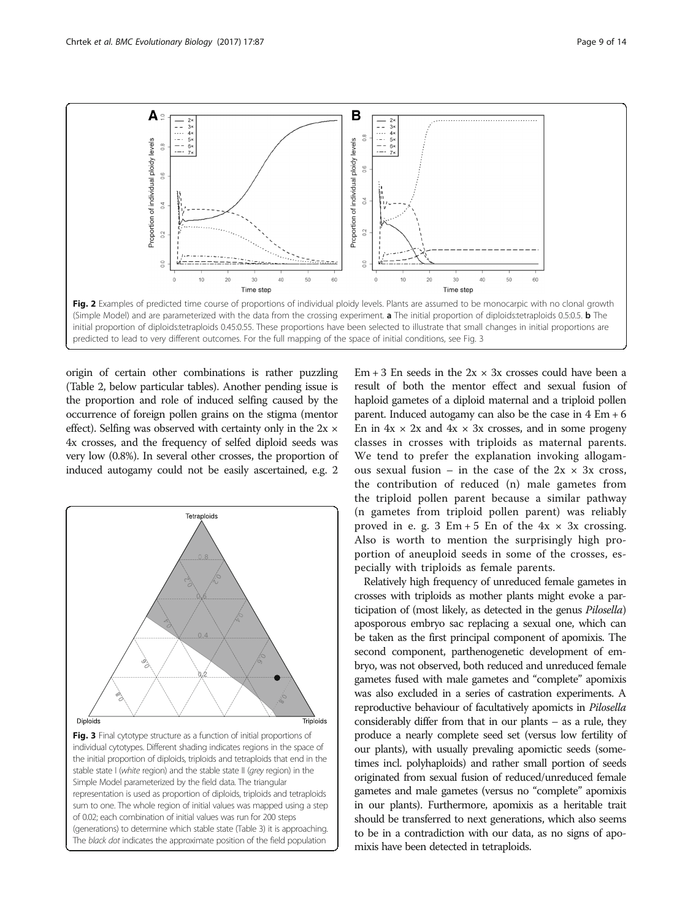Fig. 2 Examples of predicted time course of proportions of individual ploidy levels. Plants are assumed to be monocarpic with no clonal growth (Simple Model) and are parameterized with the data from the crossing experiment. **a** The initial proportion of diploids:tetraploids 0.5:0.5. **b** The initial proportion of diploids:tetraploids 0.45:0.55. These proportions have been selected to illustrate that small changes in initial proportions are predicted to lead to very different outcomes. For the full mapping of the space of initial conditions, see Fig. 3

origin of certain other combinations is rather puzzling (Table 2, below particular tables). Another pending issue is the proportion and role of induced selfing caused by the occurrence of foreign pollen grains on the stigma (mentor effect). Selfing was observed with certainty only in the 2x × 4x crosses, and the frequency of selfed diploid seeds was very low (0.8%). In several other crosses, the proportion of induced autogamy could not be easily ascertained, e.g. 2 Em + 3 En seeds in the 2x × 3x crosses could have been a result of both the mentor effect and sexual fusion of haploid gametes of a diploid maternal and a triploid pollen parent. Induced autogamy can also be the case in 4 Em + 6 En in 4x × 2x and 4x × 3x crosses, and in some progeny classes in crosses with triploids as maternal parents. We tend to prefer the explanation invoking allogamous sexual fusion – in the case of the 2x × 3x cross, the contribution of reduced (n) male gametes from the triploid pollen parent because a similar pathway (n gametes from triploid pollen parent) was reliably proved in e. g. 3 Em + 5 En of the 4x × 3x crossing. Also is worth to mention the surprisingly high proportion of aneuploid seeds in some of the crosses, especially with triploids as female parents.

Fig. 3 Final cytotype structure as a function of initial proportions of individual cytotypes. Different shading indicates regions in the space of the initial proportion of diploids, triploids and tetraploids that end in the stable state I (*white* region) and the stable state II (*grey* region) in the Simple Model parameterized by the field data. The triangular representation is used as proportion of diploids, triploids and tetraploids sum to one. The whole region of initial values was mapped using a step of 0.02; each combination of initial values was run for 200 steps (generations) to determine which stable state (Table 3) it is approaching. The *black dot* indicates the approximate position of the field population

Relatively high frequency of unreduced female gametes in crosses with triploids as mother plants might evoke a participation of (most likely, as detected in the genus *Pilosella*) aposporous embryo sac replacing a sexual one, which can be taken as the first principal component of apomixis. The second component, parthenogenetic development of embryo, was not observed, both reduced and unreduced female gametes fused with male gametes and "complete" apomixis was also excluded in a series of castration experiments. A reproductive behaviour of facultatively apomicts in *Pilosella* considerably differ from that in our plants – as a rule, they produce a nearly complete seed set (versus low fertility of our plants), with usually prevaling apomictic seeds (sometimes incl. polyhaploids) and rather small portion of seeds originated from sexual fusion of reduced/unreduced female gametes and male gametes (versus no "complete" apomixis in our plants). Furthermore, apomixis as a heritable trait should be transferred to next generations, which also seems to be in a contradiction with our data, as no signs of apomixis have been detected in tetraploids.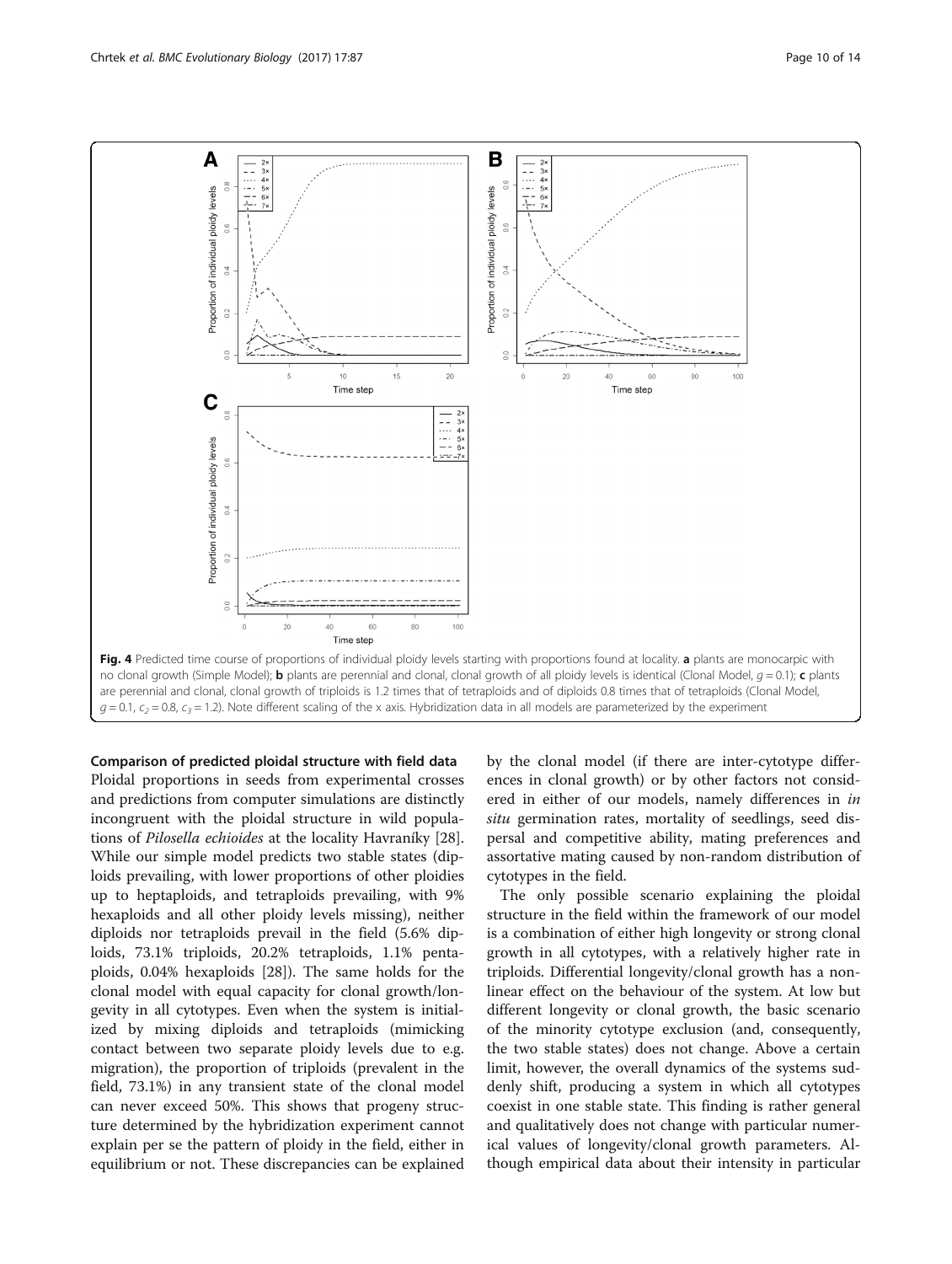Fig. 4 Predicted time course of proportions of individual ploidy levels starting with proportions found at locality. **a** plants are monocarpic with no clonal growth (Simple Model); **b** plants are perennial and clonal, clonal growth of all ploidy levels is identical (Clonal Model, $g = 0.1$); **c** plants are perennial and clonal, clonal growth of triploids is 1.2 times that of tetraploids and of diploids 0.8 times that of tetraploids (Clonal Model, $g = 0.1$, $c_2 = 0.8$, $c_3 = 1.2$). Note different scaling of the x axis. Hybridization data in all models are parameterized by the experiment

### Comparison of predicted ploidal structure with field data

Ploidal proportions in seeds from experimental crosses and predictions from computer simulations are distinctly incongruent with the ploidal structure in wild populations of *Pilosella echioides* at the locality Havraníky [28]. While our simple model predicts two stable states (diploids prevailing, with lower proportions of other ploidies up to heptaploids, and tetraploids prevailing, with 9% hexaploids and all other ploidy levels missing), neither diploids nor tetraploids prevail in the field (5.6% diploids, 73.1% triploids, 20.2% tetraploids, 1.1% pentaploids, 0.04% hexaploids [28]). The same holds for the clonal model with equal capacity for clonal growth/longevity in all cytotypes. Even when the system is initialized by mixing diploids and tetraploids (mimicking contact between two separate ploidy levels due to e.g. migration), the proportion of triploids (prevalent in the field, 73.1%) in any transient state of the clonal model can never exceed 50%. This shows that progeny structure determined by the hybridization experiment cannot explain per se the pattern of ploidy in the field, either in equilibrium or not. These discrepancies can be explained by the clonal model (if there are inter-cytotype differences in clonal growth) or by other factors not considered in either of our models, namely differences in *in situ* germination rates, mortality of seedlings, seed dispersal and competitive ability, mating preferences and assortative mating caused by non-random distribution of cytotypes in the field.

The only possible scenario explaining the ploidal structure in the field within the framework of our model is a combination of either high longevity or strong clonal growth in all cytotypes, with a relatively higher rate in triploids. Differential longevity/clonal growth has a non-linear effect on the behaviour of the system. At low but different longevity or clonal growth, the basic scenario of the minority cytotype exclusion (and, consequently, the two stable states) does not change. Above a certain limit, however, the overall dynamics of the systems suddenly shift, producing a system in which all cytotypes coexist in one stable state. This finding is rather general and qualitatively does not change with particular numerical values of longevity/clonal growth parameters. Although empirical data about their intensity in particular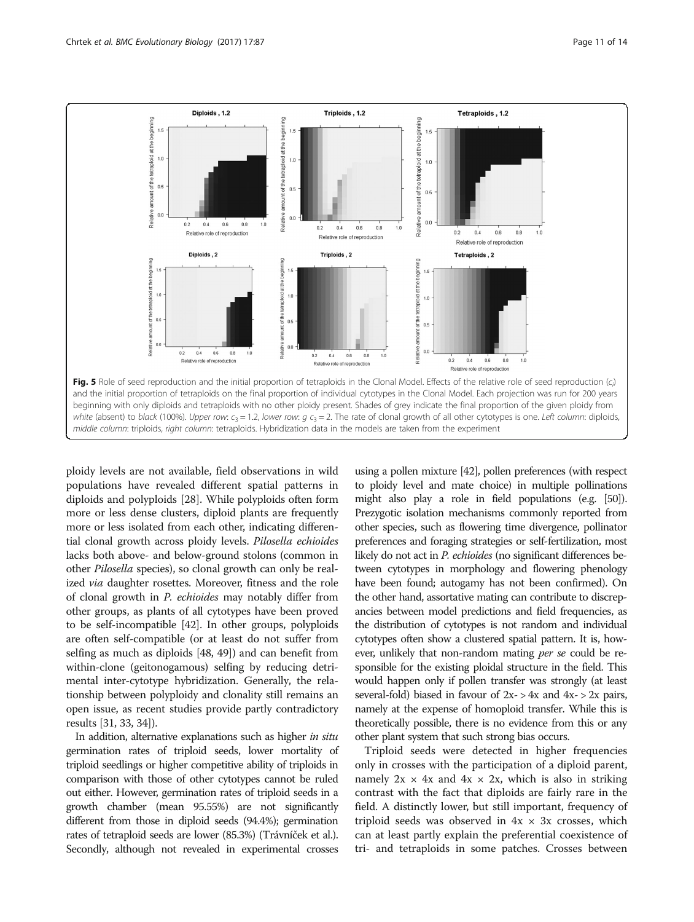Fig. 5 Role of seed reproduction and the initial proportion of tetraploids in the Clonal Model. Effects of the relative role of seed reproduction ($c_i$) and the initial proportion of tetraploids on the final proportion of individual cytotypes in the Clonal Model. Each projection was run for 200 years beginning with only diploids and tetraploids with no other ploidy present. Shades of grey indicate the final proportion of the given ploidy from *white* (absent) to *black* (100%). *Upper row*: $c_3 = 1.2$, *lower row*: *g* $c_3 = 2$. The rate of clonal growth of all other cytotypes is one. *Left column*: diploids, *middle column*: triploids, *right column*: tetraploids. Hybridization data in the models are taken from the experiment

ploidy levels are not available, field observations in wild populations have revealed different spatial patterns in diploids and polyploids [28]. While polyploids often form more or less dense clusters, diploid plants are frequently more or less isolated from each other, indicating differential clonal growth across ploidy levels. *Pilosella echioides* lacks both above- and below-ground stolons (common in other *Pilosella* species), so clonal growth can only be realized *via* daughter rosettes. Moreover, fitness and the role of clonal growth in *P. echioides* may notably differ from other groups, as plants of all cytotypes have been proved to be self-incompatible [42]. In other groups, polyploids are often self-compatible (or at least do not suffer from selfing as much as diploids [48, 49]) and can benefit from within-clone (geitonogamous) selfing by reducing detrimental inter-cytotype hybridization. Generally, the relationship between polyploidy and clonality still remains an open issue, as recent studies provide partly contradictory results [31, 33, 34]).

In addition, alternative explanations such as higher *in situ* germination rates of triploid seeds, lower mortality of triploid seedlings or higher competitive ability of triploids in comparison with those of other cytotypes cannot be ruled out either. However, germination rates of triploid seeds in a growth chamber (mean 95.55%) are not significantly different from those in diploid seeds (94.4%); germination rates of tetraploid seeds are lower (85.3%) (Trávníček et al.). Secondly, although not revealed in experimental crosses using a pollen mixture [42], pollen preferences (with respect to ploidy level and mate choice) in multiple pollinations might also play a role in field populations (e.g. [50]). Prezygotic isolation mechanisms commonly reported from other species, such as flowering time divergence, pollinator preferences and foraging strategies or self-fertilization, most likely do not act in *P. echioides* (no significant differences between cytotypes in morphology and flowering phenology have been found; autogamy has not been confirmed). On the other hand, assortative mating can contribute to discrepancies between model predictions and field frequencies, as the distribution of cytotypes is not random and individual cytotypes often show a clustered spatial pattern. It is, however, unlikely that non-random mating *per se* could be responsible for the existing ploidal structure in the field. This would happen only if pollen transfer was strongly (at least several-fold) biased in favour of 2x- > 4x and 4x- > 2x pairs, namely at the expense of homoploid transfer. While this is theoretically possible, there is no evidence from this or any other plant system that such strong bias occurs.

Triploid seeds were detected in higher frequencies only in crosses with the participation of a diploid parent, namely 2x × 4x and 4x × 2x, which is also in striking contrast with the fact that diploids are fairly rare in the field. A distinctly lower, but still important, frequency of triploid seeds was observed in 4x × 3x crosses, which can at least partly explain the preferential coexistence of tri- and tetraploids in some patches. Crosses between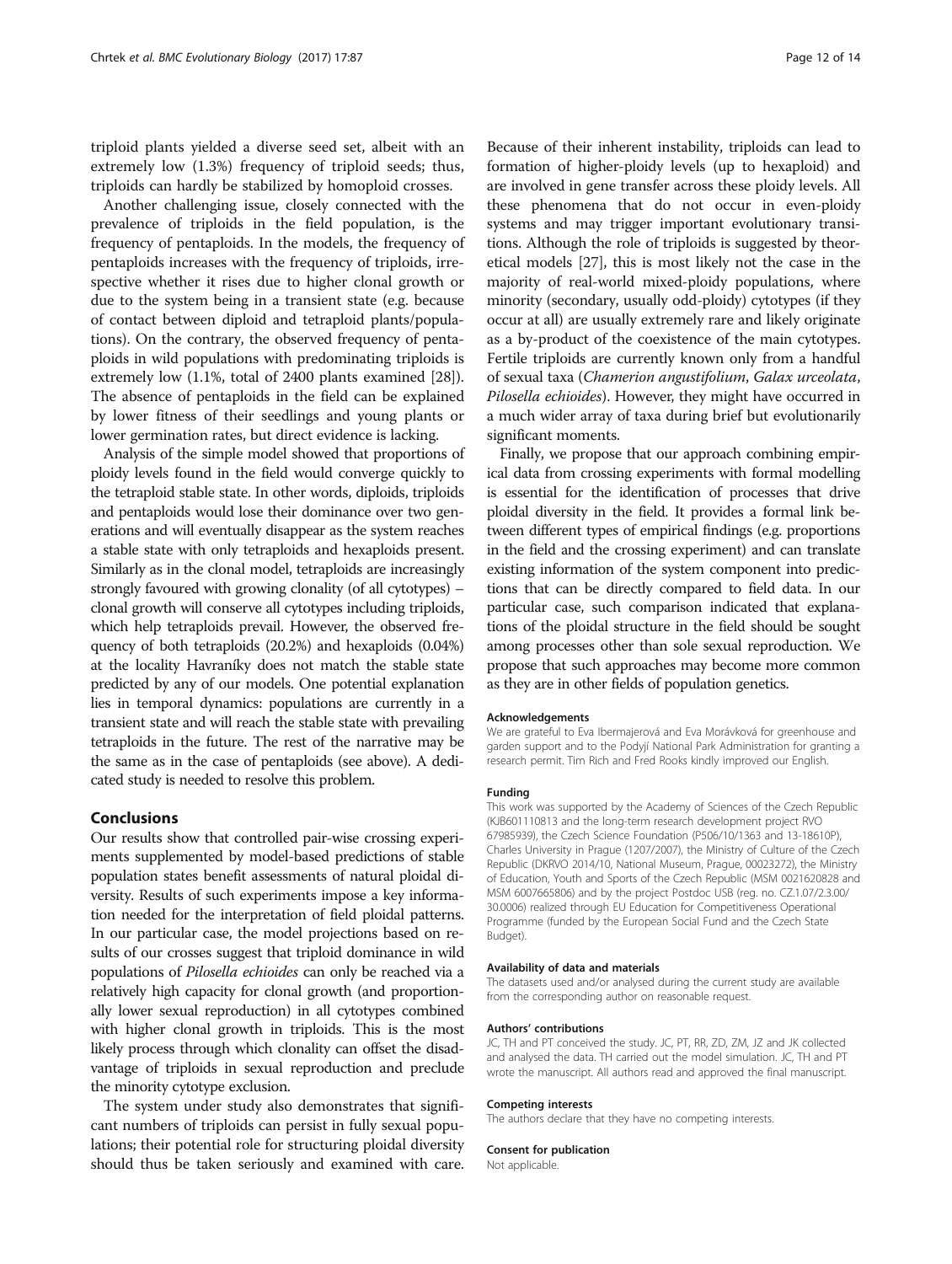triploid plants yielded a diverse seed set, albeit with an extremely low (1.3%) frequency of triploid seeds; thus, triploids can hardly be stabilized by homoploid crosses.

Another challenging issue, closely connected with the prevalence of triploids in the field population, is the frequency of pentaploids. In the models, the frequency of pentaploids increases with the frequency of triploids, irrespective whether it rises due to higher clonal growth or due to the system being in a transient state (e.g. because of contact between diploid and tetraploid plants/populations). On the contrary, the observed frequency of pentaploids in wild populations with predominating triploids is extremely low (1.1%, total of 2400 plants examined [28]). The absence of pentaploids in the field can be explained by lower fitness of their seedlings and young plants or lower germination rates, but direct evidence is lacking.

Analysis of the simple model showed that proportions of ploidy levels found in the field would converge quickly to the tetraploid stable state. In other words, diploids, triploids and pentaploids would lose their dominance over two generations and will eventually disappear as the system reaches a stable state with only tetraploids and hexaploids present. Similarly as in the clonal model, tetraploids are increasingly strongly favoured with growing clonality (of all cytotypes) – clonal growth will conserve all cytotypes including triploids, which help tetraploids prevail. However, the observed frequency of both tetraploids (20.2%) and hexaploids (0.04%) at the locality Havraníky does not match the stable state predicted by any of our models. One potential explanation lies in temporal dynamics: populations are currently in a transient state and will reach the stable state with prevailing tetraploids in the future. The rest of the narrative may be the same as in the case of pentaploids (see above). A dedicated study is needed to resolve this problem.

## Conclusions

Our results show that controlled pair-wise crossing experiments supplemented by model-based predictions of stable population states benefit assessments of natural ploidal diversity. Results of such experiments impose a key information needed for the interpretation of field ploidal patterns. In our particular case, the model projections based on results of our crosses suggest that triploid dominance in wild populations of *Pilosella echioides* can only be reached via a relatively high capacity for clonal growth (and proportionally lower sexual reproduction) in all cytotypes combined with higher clonal growth in triploids. This is the most likely process through which clonality can offset the disadvantage of triploids in sexual reproduction and preclude the minority cytotype exclusion.

The system under study also demonstrates that significant numbers of triploids can persist in fully sexual populations; their potential role for structuring ploidal diversity should thus be taken seriously and examined with care. Because of their inherent instability, triploids can lead to formation of higher-ploidy levels (up to hexaploid) and are involved in gene transfer across these ploidy levels. All these phenomena that do not occur in even-ploidy systems and may trigger important evolutionary transitions. Although the role of triploids is suggested by theoretical models [27], this is most likely not the case in the majority of real-world mixed-ploidy populations, where minority (secondary, usually odd-ploidy) cytotypes (if they occur at all) are usually extremely rare and likely originate as a by-product of the coexistence of the main cytotypes. Fertile triploids are currently known only from a handful of sexual taxa (*Chamerion angustifolium*, *Galax urceolata*, *Pilosella echioides*). However, they might have occurred in a much wider array of taxa during brief but evolutionarily significant moments.

Finally, we propose that our approach combining empirical data from crossing experiments with formal modelling is essential for the identification of processes that drive ploidal diversity in the field. It provides a formal link between different types of empirical findings (e.g. proportions in the field and the crossing experiment) and can translate existing information of the system component into predictions that can be directly compared to field data. In our particular case, such comparison indicated that explanations of the ploidal structure in the field should be sought among processes other than sole sexual reproduction. We propose that such approaches may become more common as they are in other fields of population genetics.

#### Acknowledgements

We are grateful to Eva Ibermajerová and Eva Morávková for greenhouse and garden support and to the Podyjí National Park Administration for granting a research permit. Tim Rich and Fred Rooks kindly improved our English.

#### Funding

This work was supported by the Academy of Sciences of the Czech Republic (KJB601110813 and the long-term research development project RVO 67985939), the Czech Science Foundation (P506/10/1363 and 13-18610P), Charles University in Prague (1207/2007), the Ministry of Culture of the Czech Republic (DKRVO 2014/10, National Museum, Prague, 00023272), the Ministry of Education, Youth and Sports of the Czech Republic (MSM 0021620828 and MSM 6007665806) and by the project Postdoc USB (reg. no. CZ.1.07/2.3.00/30.0006) realized through EU Education for Competitiveness Operational Programme (funded by the European Social Fund and the Czech State Budget).

#### Availability of data and materials

The datasets used and/or analysed during the current study are available from the corresponding author on reasonable request.

#### Authors' contributions

JC, TH and PT conceived the study. JC, PT, RR, ZD, ZM, JZ and JK collected and analysed the data. TH carried out the model simulation. JC, TH and PT wrote the manuscript. All authors read and approved the final manuscript.

#### Competing interests

The authors declare that they have no competing interests.

#### Consent for publication

Not applicable.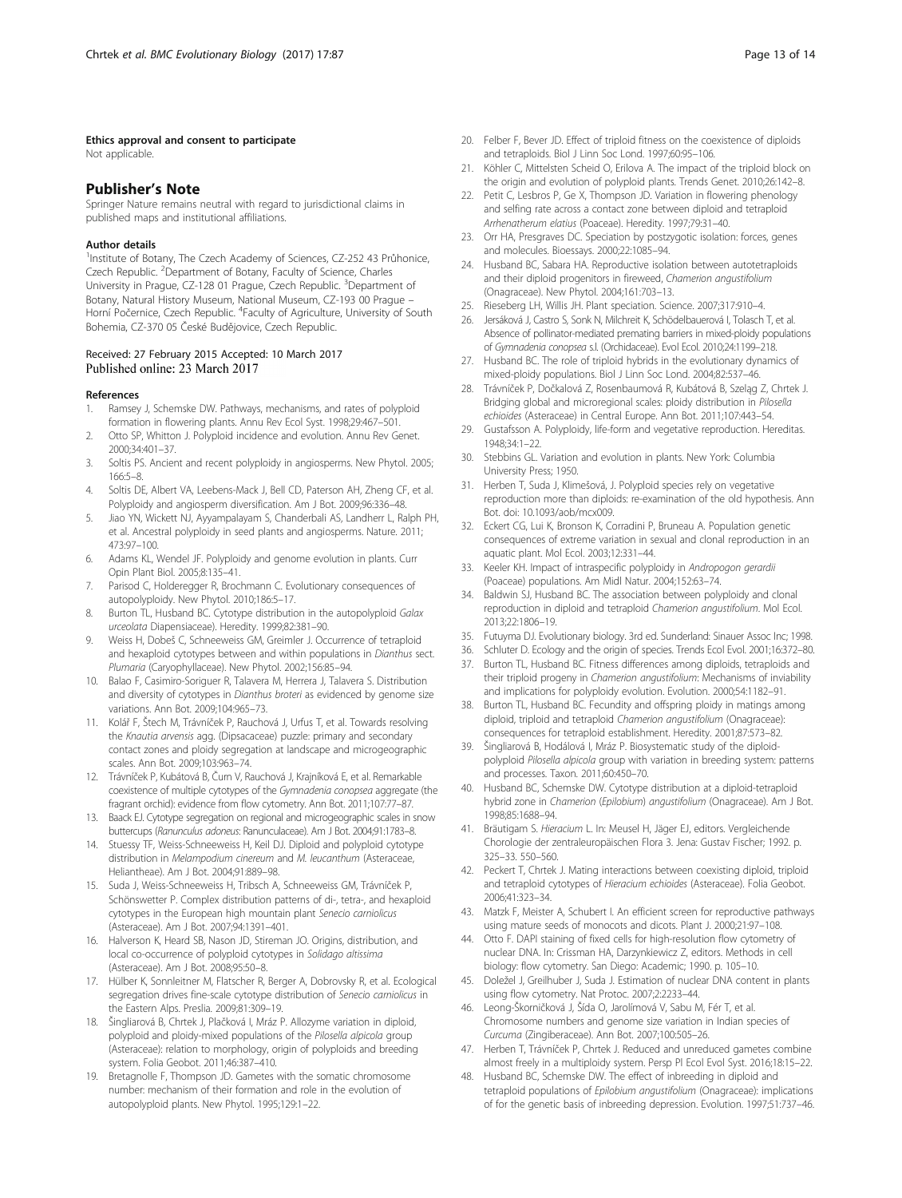**Ethics approval and consent to participate**

Not applicable.

## Publisher's Note

Springer Nature remains neutral with regard to jurisdictional claims in published maps and institutional affiliations.

#### Author details

[1]Institute of Botany, The Czech Academy of Sciences, CZ-252 43 Průhonice, Czech Republic. [2]Department of Botany, Faculty of Science, Charles University in Prague, CZ-128 01 Prague, Czech Republic. [3]Department of Botany, Natural History Museum, National Museum, CZ-193 00 Prague – Horní Počernice, Czech Republic. [4]Faculty of Agriculture, University of South Bohemia, CZ-370 05 České Budějovice, Czech Republic.

Received: 27 February 2015 Accepted: 10 March 2017
Published online: 23 March 2017

#### References

1. Ramsey J, Schemske DW. Pathways, mechanisms, and rates of polyploid formation in flowering plants. Annu Rev Ecol Syst. 1998;29:467–501.
2. Otto SP, Whitton J. Polyploid incidence and evolution. Annu Rev Genet. 2000;34:401–37.
3. Soltis PS. Ancient and recent polyploidy in angiosperms. New Phytol. 2005; 166:5–8.
4. Soltis DE, Albert VA, Leebens-Mack J, Bell CD, Paterson AH, Zheng CF, et al. Polyploidy and angiosperm diversification. Am J Bot. 2009;96:336–48.
5. Jiao YN, Wickett NJ, Ayyampalayam S, Chanderbali AS, Landherr L, Ralph PH, et al. Ancestral polyploidy in seed plants and angiosperms. Nature. 2011; 473:97–100.
6. Adams KL, Wendel JF. Polyploidy and genome evolution in plants. Curr Opin Plant Biol. 2005;8:135–41.
7. Parisod C, Holderegger R, Brochmann C. Evolutionary consequences of autopolyploidy. New Phytol. 2010;186:5–17.
8. Burton TL, Husband BC. Cytotype distribution in the autopolyploid *Galax urceolata* Diapensiaceae). Heredity. 1999;82:381–90.
9. Weiss H, Dobeš C, Schneeweiss GM, Greimler J. Occurrence of tetraploid and hexaploid cytotypes between and within populations in *Dianthus* sect. *Plumaria* (Caryophyllaceae). New Phytol. 2002;156:85–94.
10. Balao F, Casimiro-Soriguer R, Talavera M, Herrera J, Talavera S. Distribution and diversity of cytotypes in *Dianthus broteri* as evidenced by genome size variations. Ann Bot. 2009;104:965–73.
11. Kolář F, Štech M, Trávníček P, Rauchová J, Urfus T, et al. Towards resolving the *Knautia arvensis* agg. (Dipsacaceae) puzzle: primary and secondary contact zones and ploidy segregation at landscape and microgeographic scales. Ann Bot. 2009;103:963–74.
12. Trávníček P, Kubátová B, Čurn V, Rauchová J, Krajníková E, et al. Remarkable coexistence of multiple cytotypes of the *Gymnadenia conopsea* aggregate (the fragrant orchid): evidence from flow cytometry. Ann Bot. 2011;107:77–87.
13. Baack EJ. Cytotype segregation on regional and microgeographic scales in snow buttercups (*Ranunculus adoneus*: Ranunculaceae). Am J Bot. 2004;91:1783–8.
14. Stuessy TF, Weiss-Schneeweiss H, Keil DJ. Diploid and polyploid cytotype distribution in *Melampodium cinereum* and *M. leucanthum* (Asteraceae, Heliantheae). Am J Bot. 2004;91:889–98.
15. Suda J, Weiss-Schneeweiss H, Tribsch A, Schneeweiss GM, Trávníček P, Schönswetter P. Complex distribution patterns of di-, tetra-, and hexaploid cytotypes in the European high mountain plant *Senecio carniolicus* (Asteraceae). Am J Bot. 2007;94:1391–401.
16. Halverson K, Heard SB, Nason JD, Stireman JO. Origins, distribution, and local co-occurrence of polyploid cytotypes in *Solidago altissima* (Asteraceae). Am J Bot. 2008;95:50–8.
17. Hülber K, Sonnleitner M, Flatscher R, Berger A, Dobrovsky R, et al. Ecological segregation drives fine-scale cytotype distribution of *Senecio carniolicus* in the Eastern Alps. Preslia. 2009;81:309–19.
18. Šingliarová B, Chrtek J, Plačková I, Mráz P. Allozyme variation in diploid, polyploid and ploidy-mixed populations of the *Pilosella alpicola* group (Asteraceae): relation to morphology, origin of polyploids and breeding system. Folia Geobot. 2011;46:387–410.
19. Bretagnolle F, Thompson JD. Gametes with the somatic chromosome number: mechanism of their formation and role in the evolution of autopolyploid plants. New Phytol. 1995;129:1–22.
20. Felber F, Bever JD. Effect of triploid fitness on the coexistence of diploids and tetraploids. Biol J Linn Soc Lond. 1997;60:95–106.
21. Köhler C, Mittelsten Scheid O, Erilova A. The impact of the triploid block on the origin and evolution of polyploid plants. Trends Genet. 2010;26:142–8.
22. Petit C, Lesbros P, Ge X, Thompson JD. Variation in flowering phenology and selfing rate across a contact zone between diploid and tetraploid *Arrhenatherum elatius* (Poaceae). Heredity. 1997;79:31–40.
23. Orr HA, Presgraves DC. Speciation by postzygotic isolation: forces, genes and molecules. Bioessays. 2000;22:1085–94.
24. Husband BC, Sabara HA. Reproductive isolation between autotetraploids and their diploid progenitors in fireweed, *Chamerion angustifolium* (Onagraceae). New Phytol. 2004;161:703–13.
25. Rieseberg LH, Willis JH. Plant speciation. Science. 2007;317:910–4.
26. Jersáková J, Castro S, Sonk N, Milchreit K, Schödelbauerová I, Tolasch T, et al. Absence of pollinator-mediated premating barriers in mixed-ploidy populations of *Gymnadenia conopsea* s.l. (Orchidaceae). Evol Ecol. 2010;24:1199–218.
27. Husband BC. The role of triploid hybrids in the evolutionary dynamics of mixed-ploidy populations. Biol J Linn Soc Lond. 2004;82:537–46.
28. Trávníček P, Dočkalová Z, Rosenbaumová R, Kubátová B, Szeląg Z, Chrtek J. Bridging global and microregional scales: ploidy distribution in *Pilosella echioides* (Asteraceae) in Central Europe. Ann Bot. 2011;107:443–54.
29. Gustafsson A. Polyploidy, life-form and vegetative reproduction. Hereditas. 1948;34:1–22.
30. Stebbins GL. Variation and evolution in plants. New York: Columbia University Press; 1950.
31. Herben T, Suda J, Klimešová, J. Polyploid species rely on vegetative reproduction more than diploids: re-examination of the old hypothesis. Ann Bot. doi: 10.1093/aob/mcx009.
32. Eckert CG, Lui K, Bronson K, Corradini P, Bruneau A. Population genetic consequences of extreme variation in sexual and clonal reproduction in an aquatic plant. Mol Ecol. 2003;12:331–44.
33. Keeler KH. Impact of intraspecific polyploidy in *Andropogon gerardii* (Poaceae) populations. Am Midl Natur. 2004;152:63–74.
34. Baldwin SJ, Husband BC. The association between polyploidy and clonal reproduction in diploid and tetraploid *Chamerion angustifolium*. Mol Ecol. 2013;22:1806–19.
35. Futuyma DJ. Evolutionary biology. 3rd ed. Sunderland: Sinauer Assoc Inc; 1998.
36. Schluter D. Ecology and the origin of species. Trends Ecol Evol. 2001;16:372–80.
37. Burton TL, Husband BC. Fitness differences among diploids, tetraploids and their triploid progeny in *Chamerion angustifolium*: Mechanisms of inviability and implications for polyploidy evolution. Evolution. 2000;54:1182–91.
38. Burton TL, Husband BC. Fecundity and offspring ploidy in matings among diploid, triploid and tetraploid *Chamerion angustifolium* (Onagraceae): consequences for tetraploid establishment. Heredity. 2001;87:573–82.
39. Šingliarová B, Hodálová I, Mráz P. Biosystematic study of the diploid-polyploid *Pilosella alpicola* group with variation in breeding system: patterns and processes. Taxon. 2011;60:450–70.
40. Husband BC, Schemske DW. Cytotype distribution at a diploid-tetraploid hybrid zone in *Chamerion* (*Epilobium*) *angustifolium* (Onagraceae). Am J Bot. 1998;85:1688–94.
41. Bräutigam S. *Hieracium* L. In: Meusel H, Jäger EJ, editors. Vergleichende Chorologie der zentraleuropäischen Flora 3. Jena: Gustav Fischer; 1992. p. 325–33. 550–560.
42. Peckert T, Chrtek J. Mating interactions between coexisting diploid, triploid and tetraploid cytotypes of *Hieracium echioides* (Asteraceae). Folia Geobot. 2006;41:323–34.
43. Matzk F, Meister A, Schubert I. An efficient screen for reproductive pathways using mature seeds of monocots and dicots. Plant J. 2000;21:97–108.
44. Otto F. DAPI staining of fixed cells for high-resolution flow cytometry of nuclear DNA. In: Crissman HA, Darzynkiewicz Z, editors. Methods in cell biology: flow cytometry. San Diego: Academic; 1990. p. 105–10.
45. Doležel J, Greilhuber J, Suda J. Estimation of nuclear DNA content in plants using flow cytometry. Nat Protoc. 2007;2:2233–44.
46. Leong-Škorničková J, Šída O, Jarolímová V, Sabu M, Fér T, et al. Chromosome numbers and genome size variation in Indian species of *Curcuma* (Zingiberaceae). Ann Bot. 2007;100:505–26.
47. Herben T, Trávníček P, Chrtek J. Reduced and unreduced gametes combine almost freely in a multiploidy system. Persp Pl Ecol Evol Syst. 2016;18:15–22.
48. Husband BC, Schemske DW. The effect of inbreeding in diploid and tetraploid populations of *Epilobium angustifolium* (Onagraceae): implications of for the genetic basis of inbreeding depression. Evolution. 1997;51:737–46.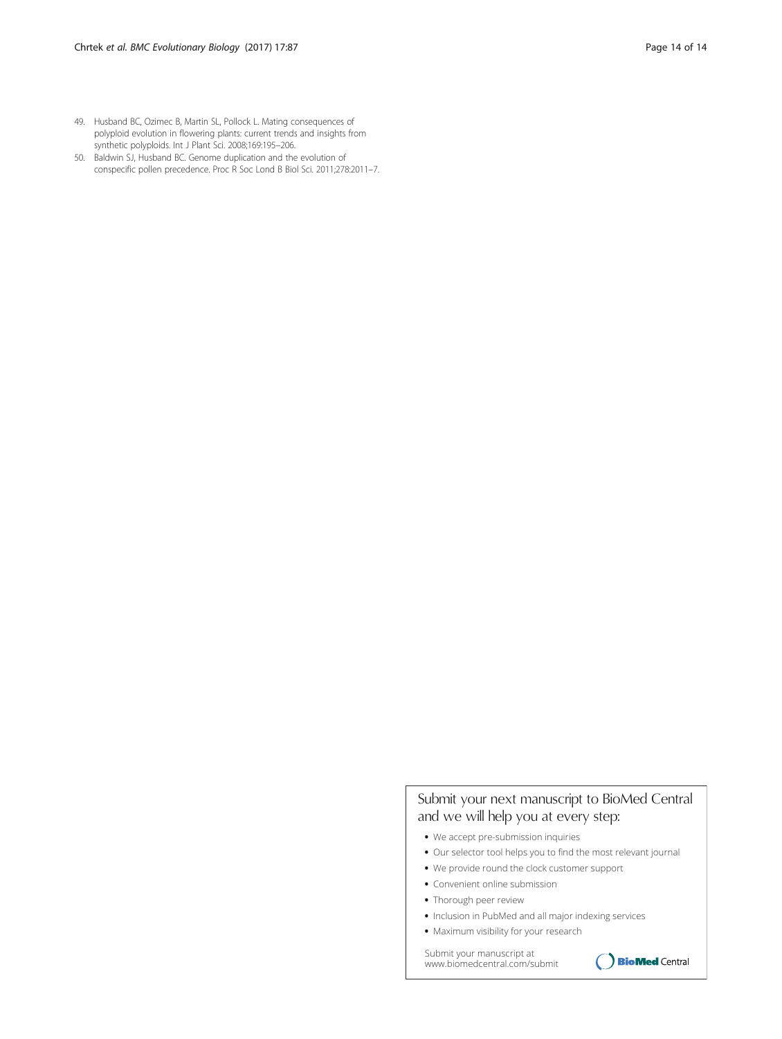49. Husband BC, Ozimec B, Martin SL, Pollock L. Mating consequences of polyploid evolution in flowering plants: current trends and insights from synthetic polyploids. Int J Plant Sci. 2008;169:195–206.
50. Baldwin SJ, Husband BC. Genome duplication and the evolution of conspecific pollen precedence. Proc R Soc Lond B Biol Sci. 2011;278:2011–7.

Submit your next manuscript to BioMed Central and we will help you at every step:

- We accept pre-submission inquiries
- Our selector tool helps you to find the most relevant journal
- We provide round the clock customer support
- Convenient online submission
- Thorough peer review
- Inclusion in PubMed and all major indexing services
- Maximum visibility for your research

Submit your manuscript at www.biomedcentral.com/submit

BioMed Central